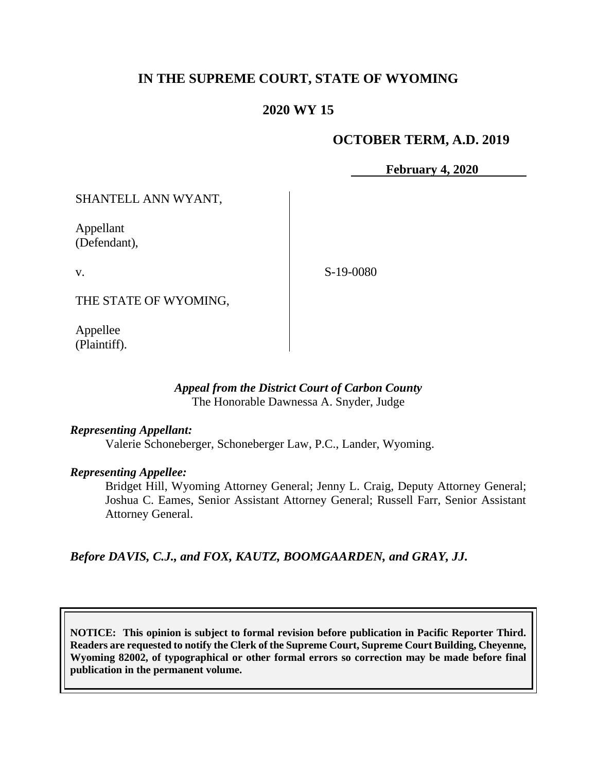# IN THE SUPREME COURT, STATE OF WYOMING

## 2020 WY 15

### OCTOBER TERM, A.D. 2019

**February 4, 2020**

SHANTELL ANN WYANT,

Appellant
(Defendant),

v.

THE STATE OF WYOMING,

Appellee
(Plaintiff).

S-19-0080

***Appeal from the District Court of Carbon County***
The Honorable Dawnessa A. Snyder, Judge

***Representing Appellant:***

Valerie Schoneberger, Schoneberger Law, P.C., Lander, Wyoming.

***Representing Appellee:***

Bridget Hill, Wyoming Attorney General; Jenny L. Craig, Deputy Attorney General; Joshua C. Eames, Senior Assistant Attorney General; Russell Farr, Senior Assistant Attorney General.

***Before DAVIS, C.J., and FOX, KAUTZ, BOOMGAARDEN, and GRAY, JJ.***

**NOTICE: This opinion is subject to formal revision before publication in Pacific Reporter Third. Readers are requested to notify the Clerk of the Supreme Court, Supreme Court Building, Cheyenne, Wyoming 82002, of typographical or other formal errors so correction may be made before final publication in the permanent volume.**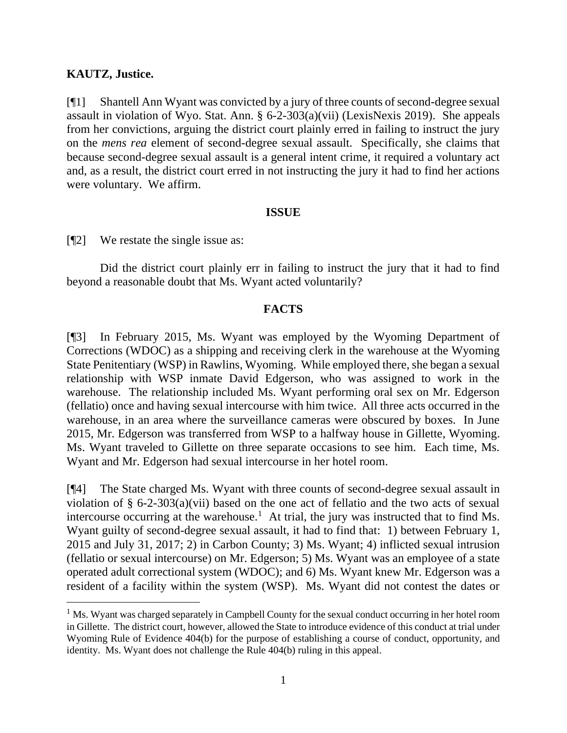**KAUTZ, Justice.**

[¶1] Shantell Ann Wyant was convicted by a jury of three counts of second-degree sexual assault in violation of Wyo. Stat. Ann. § 6-2-303(a)(vii) (LexisNexis 2019). She appeals from her convictions, arguing the district court plainly erred in failing to instruct the jury on the *mens rea* element of second-degree sexual assault. Specifically, she claims that because second-degree sexual assault is a general intent crime, it required a voluntary act and, as a result, the district court erred in not instructing the jury it had to find her actions were voluntary. We affirm.

## ISSUE

[¶2] We restate the single issue as:

Did the district court plainly err in failing to instruct the jury that it had to find beyond a reasonable doubt that Ms. Wyant acted voluntarily?

## FACTS

[¶3] In February 2015, Ms. Wyant was employed by the Wyoming Department of Corrections (WDOC) as a shipping and receiving clerk in the warehouse at the Wyoming State Penitentiary (WSP) in Rawlins, Wyoming. While employed there, she began a sexual relationship with WSP inmate David Edgerson, who was assigned to work in the warehouse. The relationship included Ms. Wyant performing oral sex on Mr. Edgerson (fellatio) once and having sexual intercourse with him twice. All three acts occurred in the warehouse, in an area where the surveillance cameras were obscured by boxes. In June 2015, Mr. Edgerson was transferred from WSP to a halfway house in Gillette, Wyoming. Ms. Wyant traveled to Gillette on three separate occasions to see him. Each time, Ms. Wyant and Mr. Edgerson had sexual intercourse in her hotel room.

[¶4] The State charged Ms. Wyant with three counts of second-degree sexual assault in violation of § 6-2-303(a)(vii) based on the one act of fellatio and the two acts of sexual intercourse occurring at the warehouse.[1] At trial, the jury was instructed that to find Ms. Wyant guilty of second-degree sexual assault, it had to find that: 1) between February 1, 2015 and July 31, 2017; 2) in Carbon County; 3) Ms. Wyant; 4) inflicted sexual intrusion (fellatio or sexual intercourse) on Mr. Edgerson; 5) Ms. Wyant was an employee of a state operated adult correctional system (WDOC); and 6) Ms. Wyant knew Mr. Edgerson was a resident of a facility within the system (WSP). Ms. Wyant did not contest the dates or

[1] Ms. Wyant was charged separately in Campbell County for the sexual conduct occurring in her hotel room in Gillette. The district court, however, allowed the State to introduce evidence of this conduct at trial under Wyoming Rule of Evidence 404(b) for the purpose of establishing a course of conduct, opportunity, and identity. Ms. Wyant does not challenge the Rule 404(b) ruling in this appeal.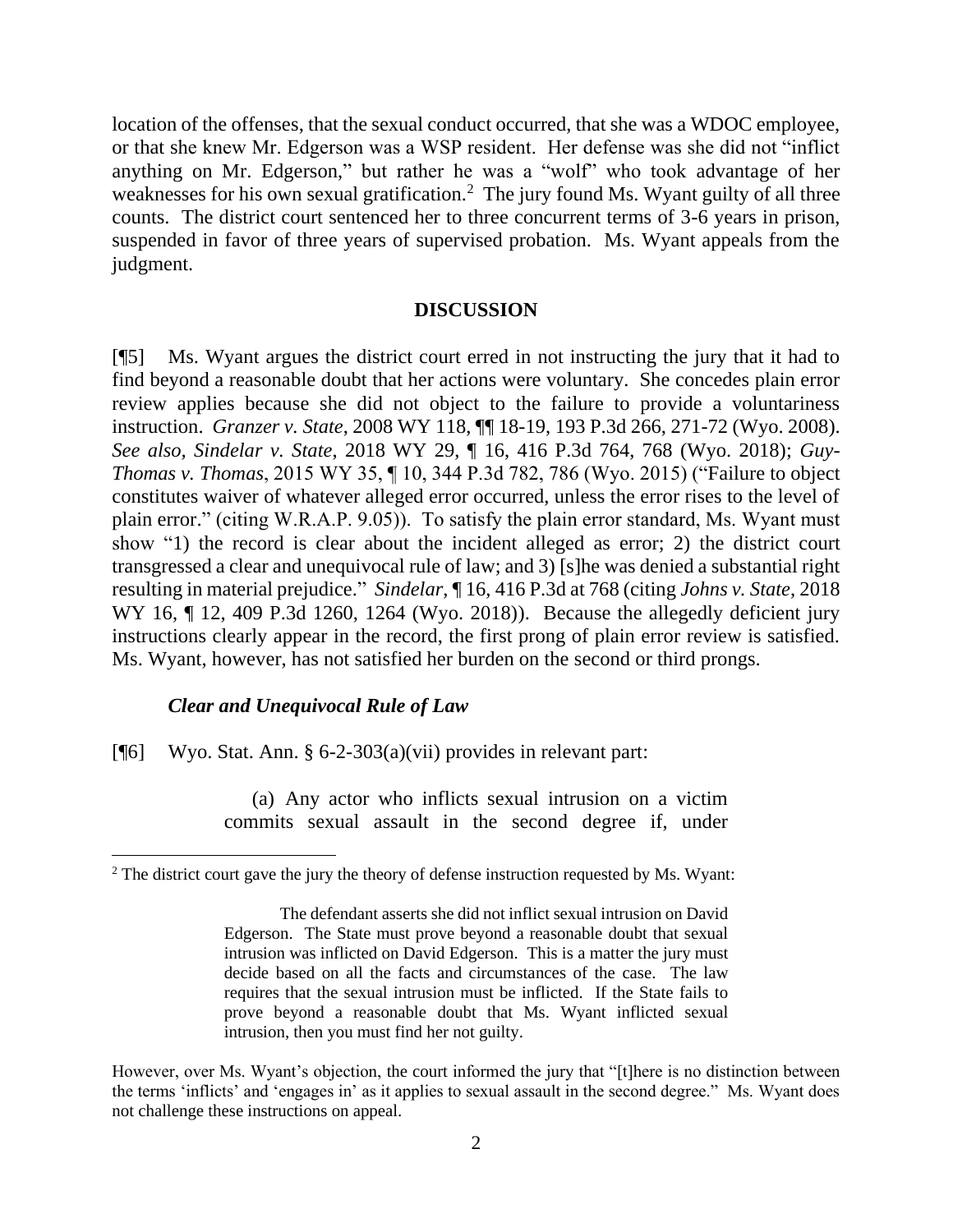location of the offenses, that the sexual conduct occurred, that she was a WDOC employee, or that she knew Mr. Edgerson was a WSP resident. Her defense was she did not "inflict anything on Mr. Edgerson," but rather he was a "wolf" who took advantage of her weaknesses for his own sexual gratification.[2] The jury found Ms. Wyant guilty of all three counts. The district court sentenced her to three concurrent terms of 3-6 years in prison, suspended in favor of three years of supervised probation. Ms. Wyant appeals from the judgment.

## DISCUSSION

[¶5] Ms. Wyant argues the district court erred in not instructing the jury that it had to find beyond a reasonable doubt that her actions were voluntary. She concedes plain error review applies because she did not object to the failure to provide a voluntariness instruction. *Granzer v. State*, 2008 WY 118, ¶¶ 18-19, 193 P.3d 266, 271-72 (Wyo. 2008). *See also, Sindelar v. State*, 2018 WY 29, ¶ 16, 416 P.3d 764, 768 (Wyo. 2018); *Guy-Thomas v. Thomas*, 2015 WY 35, ¶ 10, 344 P.3d 782, 786 (Wyo. 2015) ("Failure to object constitutes waiver of whatever alleged error occurred, unless the error rises to the level of plain error." (citing W.R.A.P. 9.05)). To satisfy the plain error standard, Ms. Wyant must show "1) the record is clear about the incident alleged as error; 2) the district court transgressed a clear and unequivocal rule of law; and 3) [s]he was denied a substantial right resulting in material prejudice." *Sindelar*, ¶ 16, 416 P.3d at 768 (citing *Johns v. State*, 2018 WY 16, ¶ 12, 409 P.3d 1260, 1264 (Wyo. 2018)). Because the allegedly deficient jury instructions clearly appear in the record, the first prong of plain error review is satisfied. Ms. Wyant, however, has not satisfied her burden on the second or third prongs.

### *Clear and Unequivocal Rule of Law*

[¶6] Wyo. Stat. Ann. § 6-2-303(a)(vii) provides in relevant part:

> (a) Any actor who inflicts sexual intrusion on a victim commits sexual assault in the second degree if, under

---

[2] The district court gave the jury the theory of defense instruction requested by Ms. Wyant:

> The defendant asserts she did not inflict sexual intrusion on David Edgerson. The State must prove beyond a reasonable doubt that sexual intrusion was inflicted on David Edgerson. This is a matter the jury must decide based on all the facts and circumstances of the case. The law requires that the sexual intrusion must be inflicted. If the State fails to prove beyond a reasonable doubt that Ms. Wyant inflicted sexual intrusion, then you must find her not guilty.

However, over Ms. Wyant's objection, the court informed the jury that "[t]here is no distinction between the terms 'inflicts' and 'engages in' as it applies to sexual assault in the second degree." Ms. Wyant does not challenge these instructions on appeal.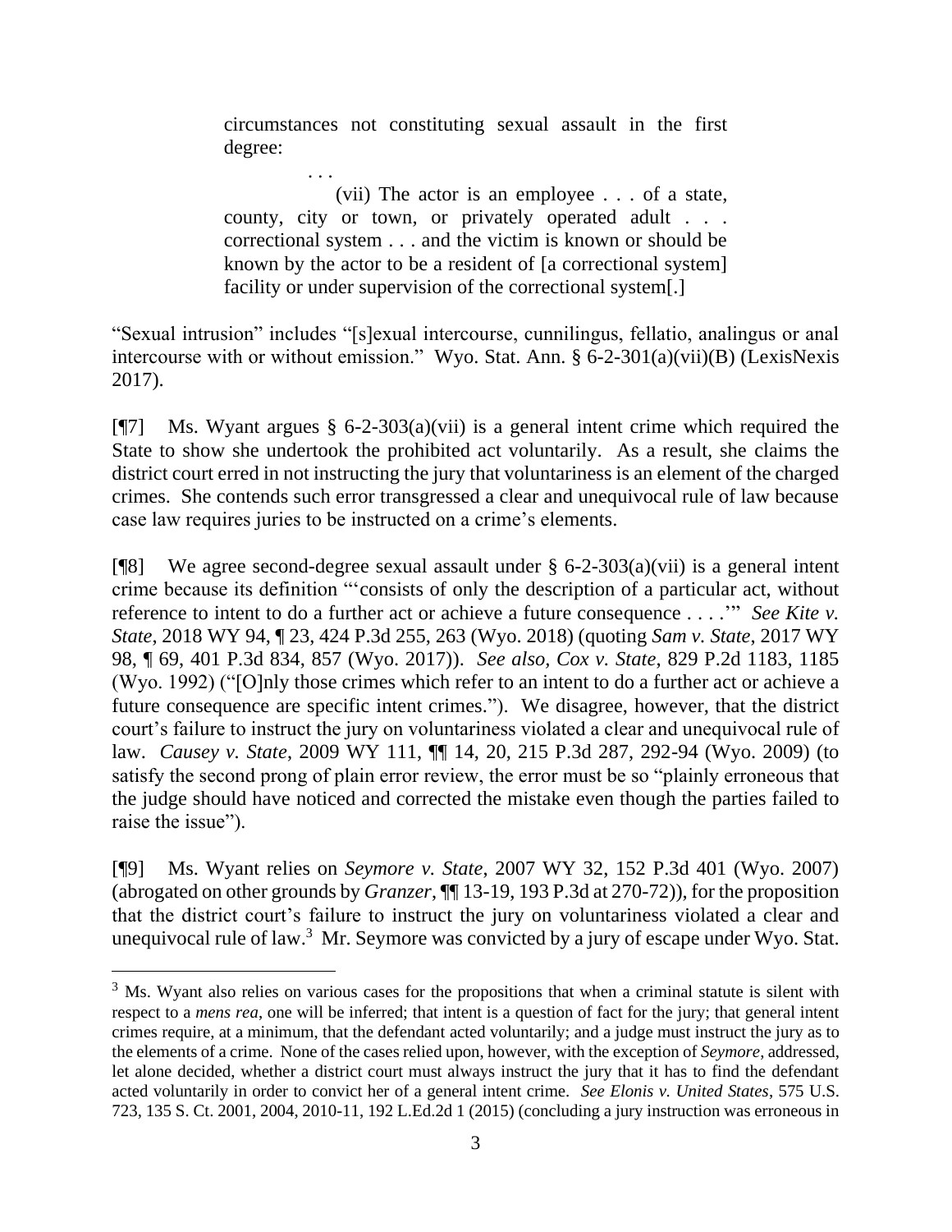> circumstances not constituting sexual assault in the first degree:
>
> . . .
>
> (vii) The actor is an employee . . . of a state, county, city or town, or privately operated adult . . . correctional system . . . and the victim is known or should be known by the actor to be a resident of [a correctional system] facility or under supervision of the correctional system[.]

"Sexual intrusion" includes "[s]exual intercourse, cunnilingus, fellatio, analingus or anal intercourse with or without emission." Wyo. Stat. Ann. § 6-2-301(a)(vii)(B) (LexisNexis 2017).

[¶7] Ms. Wyant argues § 6-2-303(a)(vii) is a general intent crime which required the State to show she undertook the prohibited act voluntarily. As a result, she claims the district court erred in not instructing the jury that voluntariness is an element of the charged crimes. She contends such error transgressed a clear and unequivocal rule of law because case law requires juries to be instructed on a crime's elements.

[¶8] We agree second-degree sexual assault under § 6-2-303(a)(vii) is a general intent crime because its definition "'consists of only the description of a particular act, without reference to intent to do a further act or achieve a future consequence . . . .'" *See Kite v. State*, 2018 WY 94, ¶ 23, 424 P.3d 255, 263 (Wyo. 2018) (quoting *Sam v. State*, 2017 WY 98, ¶ 69, 401 P.3d 834, 857 (Wyo. 2017)). *See also, Cox v. State*, 829 P.2d 1183, 1185 (Wyo. 1992) ("[O]nly those crimes which refer to an intent to do a further act or achieve a future consequence are specific intent crimes."). We disagree, however, that the district court's failure to instruct the jury on voluntariness violated a clear and unequivocal rule of law. *Causey v. State*, 2009 WY 111, ¶¶ 14, 20, 215 P.3d 287, 292-94 (Wyo. 2009) (to satisfy the second prong of plain error review, the error must be so "plainly erroneous that the judge should have noticed and corrected the mistake even though the parties failed to raise the issue").

[¶9] Ms. Wyant relies on *Seymore v. State*, 2007 WY 32, 152 P.3d 401 (Wyo. 2007) (abrogated on other grounds by *Granzer*, ¶¶ 13-19, 193 P.3d at 270-72)), for the proposition that the district court's failure to instruct the jury on voluntariness violated a clear and unequivocal rule of law.[3] Mr. Seymore was convicted by a jury of escape under Wyo. Stat.

---

[3] Ms. Wyant also relies on various cases for the propositions that when a criminal statute is silent with respect to a *mens rea*, one will be inferred; that intent is a question of fact for the jury; that general intent crimes require, at a minimum, that the defendant acted voluntarily; and a judge must instruct the jury as to the elements of a crime. None of the cases relied upon, however, with the exception of *Seymore*, addressed, let alone decided, whether a district court must always instruct the jury that it has to find the defendant acted voluntarily in order to convict her of a general intent crime. *See Elonis v. United States*, 575 U.S. 723, 135 S. Ct. 2001, 2004, 2010-11, 192 L.Ed.2d 1 (2015) (concluding a jury instruction was erroneous in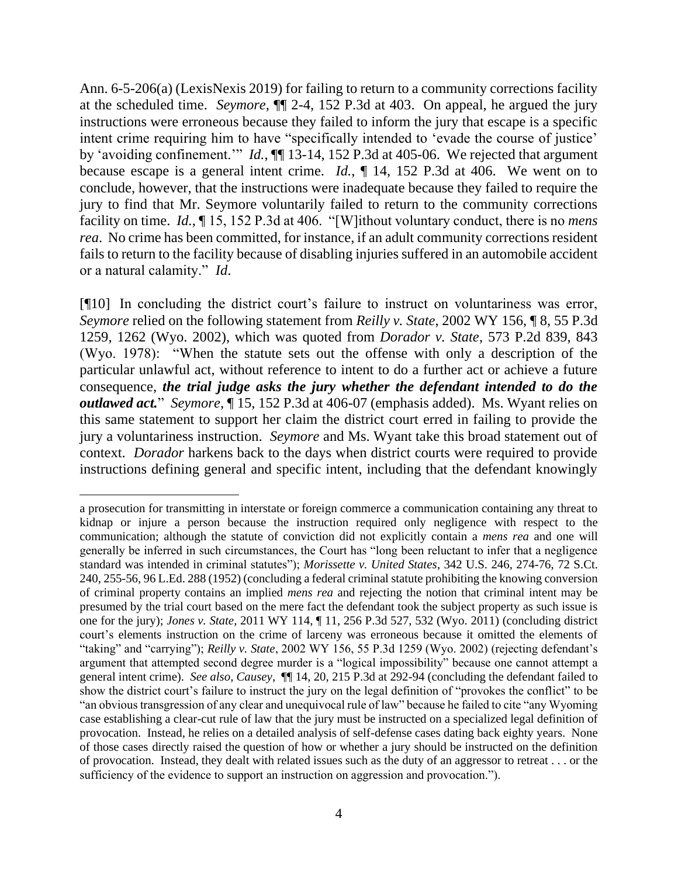Ann. 6-5-206(a) (LexisNexis 2019) for failing to return to a community corrections facility at the scheduled time. *Seymore*, ¶¶ 2-4, 152 P.3d at 403. On appeal, he argued the jury instructions were erroneous because they failed to inform the jury that escape is a specific intent crime requiring him to have "specifically intended to 'evade the course of justice' by 'avoiding confinement.'" *Id.*, ¶¶ 13-14, 152 P.3d at 405-06. We rejected that argument because escape is a general intent crime. *Id.*, ¶ 14, 152 P.3d at 406. We went on to conclude, however, that the instructions were inadequate because they failed to require the jury to find that Mr. Seymore voluntarily failed to return to the community corrections facility on time. *Id.*, ¶ 15, 152 P.3d at 406. "[W]ithout voluntary conduct, there is no *mens rea*. No crime has been committed, for instance, if an adult community corrections resident fails to return to the facility because of disabling injuries suffered in an automobile accident or a natural calamity." *Id*.

[¶10] In concluding the district court's failure to instruct on voluntariness was error, *Seymore* relied on the following statement from *Reilly v. State*, 2002 WY 156, ¶ 8, 55 P.3d 1259, 1262 (Wyo. 2002), which was quoted from *Dorador v. State*, 573 P.2d 839, 843 (Wyo. 1978): "When the statute sets out the offense with only a description of the particular unlawful act, without reference to intent to do a further act or achieve a future consequence, ***the trial judge asks the jury whether the defendant intended to do the outlawed act.***" *Seymore*, ¶ 15, 152 P.3d at 406-07 (emphasis added). Ms. Wyant relies on this same statement to support her claim the district court erred in failing to provide the jury a voluntariness instruction. *Seymore* and Ms. Wyant take this broad statement out of context. *Dorador* harkens back to the days when district courts were required to provide instructions defining general and specific intent, including that the defendant knowingly

---

a prosecution for transmitting in interstate or foreign commerce a communication containing any threat to kidnap or injure a person because the instruction required only negligence with respect to the communication; although the statute of conviction did not explicitly contain a *mens rea* and one will generally be inferred in such circumstances, the Court has "long been reluctant to infer that a negligence standard was intended in criminal statutes"); *Morissette v. United States*, 342 U.S. 246, 274-76, 72 S.Ct. 240, 255-56, 96 L.Ed. 288 (1952) (concluding a federal criminal statute prohibiting the knowing conversion of criminal property contains an implied *mens rea* and rejecting the notion that criminal intent may be presumed by the trial court based on the mere fact the defendant took the subject property as such issue is one for the jury); *Jones v. State*, 2011 WY 114, ¶ 11, 256 P.3d 527, 532 (Wyo. 2011) (concluding district court's elements instruction on the crime of larceny was erroneous because it omitted the elements of "taking" and "carrying"); *Reilly v. State*, 2002 WY 156, 55 P.3d 1259 (Wyo. 2002) (rejecting defendant's argument that attempted second degree murder is a "logical impossibility" because one cannot attempt a general intent crime). *See also, Causey*, ¶¶ 14, 20, 215 P.3d at 292-94 (concluding the defendant failed to show the district court's failure to instruct the jury on the legal definition of "provokes the conflict" to be "an obvious transgression of any clear and unequivocal rule of law" because he failed to cite "any Wyoming case establishing a clear-cut rule of law that the jury must be instructed on a specialized legal definition of provocation. Instead, he relies on a detailed analysis of self-defense cases dating back eighty years. None of those cases directly raised the question of how or whether a jury should be instructed on the definition of provocation. Instead, they dealt with related issues such as the duty of an aggressor to retreat . . . or the sufficiency of the evidence to support an instruction on aggression and provocation.").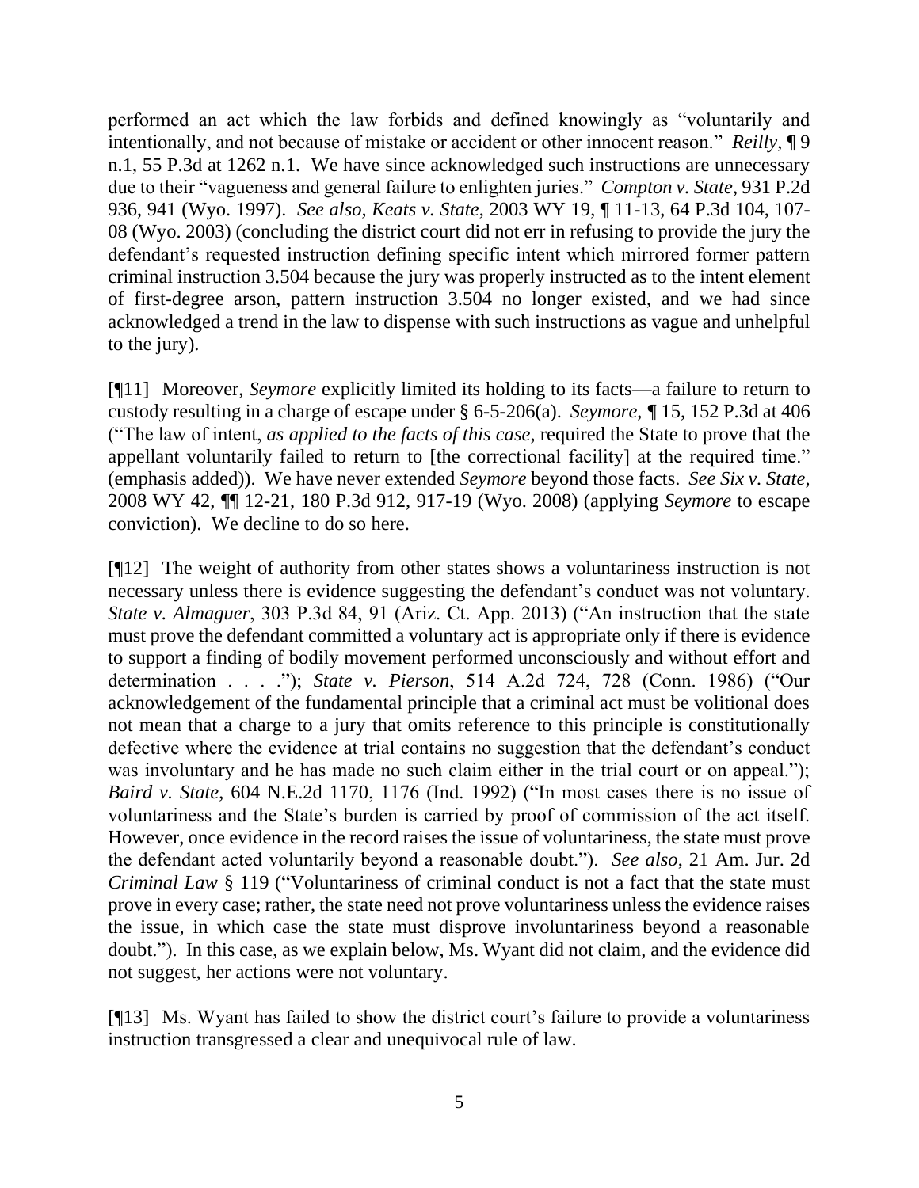performed an act which the law forbids and defined knowingly as "voluntarily and intentionally, and not because of mistake or accident or other innocent reason." *Reilly*, ¶ 9 n.1, 55 P.3d at 1262 n.1. We have since acknowledged such instructions are unnecessary due to their "vagueness and general failure to enlighten juries." *Compton v. State*, 931 P.2d 936, 941 (Wyo. 1997). *See also, Keats v. State*, 2003 WY 19, ¶ 11-13, 64 P.3d 104, 107-08 (Wyo. 2003) (concluding the district court did not err in refusing to provide the jury the defendant's requested instruction defining specific intent which mirrored former pattern criminal instruction 3.504 because the jury was properly instructed as to the intent element of first-degree arson, pattern instruction 3.504 no longer existed, and we had since acknowledged a trend in the law to dispense with such instructions as vague and unhelpful to the jury).

[¶11] Moreover, *Seymore* explicitly limited its holding to its facts—a failure to return to custody resulting in a charge of escape under § 6-5-206(a). *Seymore*, ¶ 15, 152 P.3d at 406 ("The law of intent, *as applied to the facts of this case*, required the State to prove that the appellant voluntarily failed to return to [the correctional facility] at the required time." (emphasis added)). We have never extended *Seymore* beyond those facts. *See Six v. State*, 2008 WY 42, ¶¶ 12-21, 180 P.3d 912, 917-19 (Wyo. 2008) (applying *Seymore* to escape conviction). We decline to do so here.

[¶12] The weight of authority from other states shows a voluntariness instruction is not necessary unless there is evidence suggesting the defendant's conduct was not voluntary. *State v. Almaguer*, 303 P.3d 84, 91 (Ariz. Ct. App. 2013) ("An instruction that the state must prove the defendant committed a voluntary act is appropriate only if there is evidence to support a finding of bodily movement performed unconsciously and without effort and determination . . . ."); *State v. Pierson*, 514 A.2d 724, 728 (Conn. 1986) ("Our acknowledgement of the fundamental principle that a criminal act must be volitional does not mean that a charge to a jury that omits reference to this principle is constitutionally defective where the evidence at trial contains no suggestion that the defendant's conduct was involuntary and he has made no such claim either in the trial court or on appeal."); *Baird v. State*, 604 N.E.2d 1170, 1176 (Ind. 1992) ("In most cases there is no issue of voluntariness and the State's burden is carried by proof of commission of the act itself. However, once evidence in the record raises the issue of voluntariness, the state must prove the defendant acted voluntarily beyond a reasonable doubt."). *See also*, 21 Am. Jur. 2d *Criminal Law* § 119 ("Voluntariness of criminal conduct is not a fact that the state must prove in every case; rather, the state need not prove voluntariness unless the evidence raises the issue, in which case the state must disprove involuntariness beyond a reasonable doubt."). In this case, as we explain below, Ms. Wyant did not claim, and the evidence did not suggest, her actions were not voluntary.

[¶13] Ms. Wyant has failed to show the district court's failure to provide a voluntariness instruction transgressed a clear and unequivocal rule of law.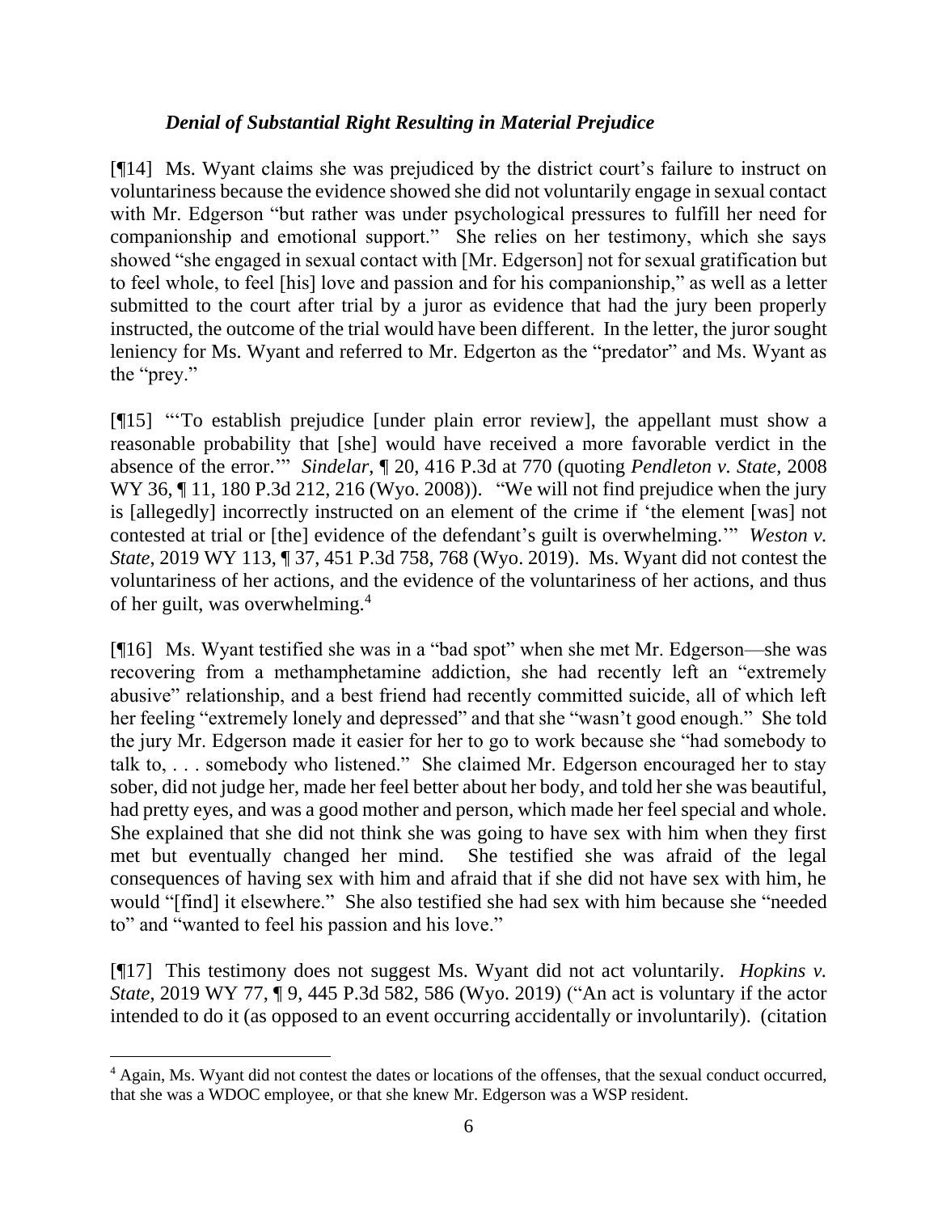### *Denial of Substantial Right Resulting in Material Prejudice*

[¶14] Ms. Wyant claims she was prejudiced by the district court's failure to instruct on voluntariness because the evidence showed she did not voluntarily engage in sexual contact with Mr. Edgerson "but rather was under psychological pressures to fulfill her need for companionship and emotional support." She relies on her testimony, which she says showed "she engaged in sexual contact with [Mr. Edgerson] not for sexual gratification but to feel whole, to feel [his] love and passion and for his companionship," as well as a letter submitted to the court after trial by a juror as evidence that had the jury been properly instructed, the outcome of the trial would have been different. In the letter, the juror sought leniency for Ms. Wyant and referred to Mr. Edgerton as the "predator" and Ms. Wyant as the "prey."

[¶15] "'To establish prejudice [under plain error review], the appellant must show a reasonable probability that [she] would have received a more favorable verdict in the absence of the error.'" *Sindelar*, ¶ 20, 416 P.3d at 770 (quoting *Pendleton v. State*, 2008 WY 36, ¶ 11, 180 P.3d 212, 216 (Wyo. 2008)). "We will not find prejudice when the jury is [allegedly] incorrectly instructed on an element of the crime if 'the element [was] not contested at trial or [the] evidence of the defendant's guilt is overwhelming.'" *Weston v. State*, 2019 WY 113, ¶ 37, 451 P.3d 758, 768 (Wyo. 2019). Ms. Wyant did not contest the voluntariness of her actions, and the evidence of the voluntariness of her actions, and thus of her guilt, was overwhelming.[4]

[¶16] Ms. Wyant testified she was in a "bad spot" when she met Mr. Edgerson—she was recovering from a methamphetamine addiction, she had recently left an "extremely abusive" relationship, and a best friend had recently committed suicide, all of which left her feeling "extremely lonely and depressed" and that she "wasn't good enough." She told the jury Mr. Edgerson made it easier for her to go to work because she "had somebody to talk to, . . . somebody who listened." She claimed Mr. Edgerson encouraged her to stay sober, did not judge her, made her feel better about her body, and told her she was beautiful, had pretty eyes, and was a good mother and person, which made her feel special and whole. She explained that she did not think she was going to have sex with him when they first met but eventually changed her mind. She testified she was afraid of the legal consequences of having sex with him and afraid that if she did not have sex with him, he would "[find] it elsewhere." She also testified she had sex with him because she "needed to" and "wanted to feel his passion and his love."

[¶17] This testimony does not suggest Ms. Wyant did not act voluntarily. *Hopkins v. State*, 2019 WY 77, ¶ 9, 445 P.3d 582, 586 (Wyo. 2019) ("An act is voluntary if the actor intended to do it (as opposed to an event occurring accidentally or involuntarily). (citation

---

[4] Again, Ms. Wyant did not contest the dates or locations of the offenses, that the sexual conduct occurred, that she was a WDOC employee, or that she knew Mr. Edgerson was a WSP resident.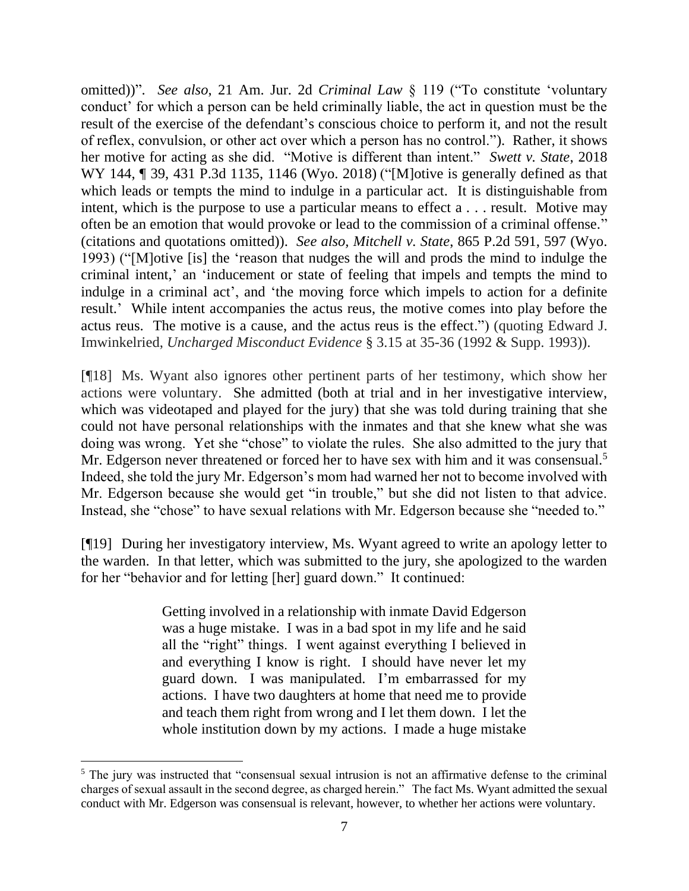omitted))". *See also*, 21 Am. Jur. 2d *Criminal Law* § 119 ("To constitute 'voluntary conduct' for which a person can be held criminally liable, the act in question must be the result of the exercise of the defendant's conscious choice to perform it, and not the result of reflex, convulsion, or other act over which a person has no control."). Rather, it shows her motive for acting as she did. "Motive is different than intent." *Swett v. State*, 2018 WY 144, ¶ 39, 431 P.3d 1135, 1146 (Wyo. 2018) ("[M]otive is generally defined as that which leads or tempts the mind to indulge in a particular act. It is distinguishable from intent, which is the purpose to use a particular means to effect a . . . result. Motive may often be an emotion that would provoke or lead to the commission of a criminal offense." (citations and quotations omitted)). *See also, Mitchell v. State*, 865 P.2d 591, 597 (Wyo. 1993) ("[M]otive [is] the 'reason that nudges the will and prods the mind to indulge the criminal intent,' an 'inducement or state of feeling that impels and tempts the mind to indulge in a criminal act', and 'the moving force which impels to action for a definite result.' While intent accompanies the actus reus, the motive comes into play before the actus reus. The motive is a cause, and the actus reus is the effect.") (quoting Edward J. Imwinkelried, *Uncharged Misconduct Evidence* § 3.15 at 35-36 (1992 & Supp. 1993)).

[¶18] Ms. Wyant also ignores other pertinent parts of her testimony, which show her actions were voluntary. She admitted (both at trial and in her investigative interview, which was videotaped and played for the jury) that she was told during training that she could not have personal relationships with the inmates and that she knew what she was doing was wrong. Yet she "chose" to violate the rules. She also admitted to the jury that Mr. Edgerson never threatened or forced her to have sex with him and it was consensual.[5] Indeed, she told the jury Mr. Edgerson's mom had warned her not to become involved with Mr. Edgerson because she would get "in trouble," but she did not listen to that advice. Instead, she "chose" to have sexual relations with Mr. Edgerson because she "needed to."

[¶19] During her investigatory interview, Ms. Wyant agreed to write an apology letter to the warden. In that letter, which was submitted to the jury, she apologized to the warden for her "behavior and for letting [her] guard down." It continued:

> Getting involved in a relationship with inmate David Edgerson was a huge mistake. I was in a bad spot in my life and he said all the "right" things. I went against everything I believed in and everything I know is right. I should have never let my guard down. I was manipulated. I'm embarrassed for my actions. I have two daughters at home that need me to provide and teach them right from wrong and I let them down. I let the whole institution down by my actions. I made a huge mistake

---

[5] The jury was instructed that "consensual sexual intrusion is not an affirmative defense to the criminal charges of sexual assault in the second degree, as charged herein." The fact Ms. Wyant admitted the sexual conduct with Mr. Edgerson was consensual is relevant, however, to whether her actions were voluntary.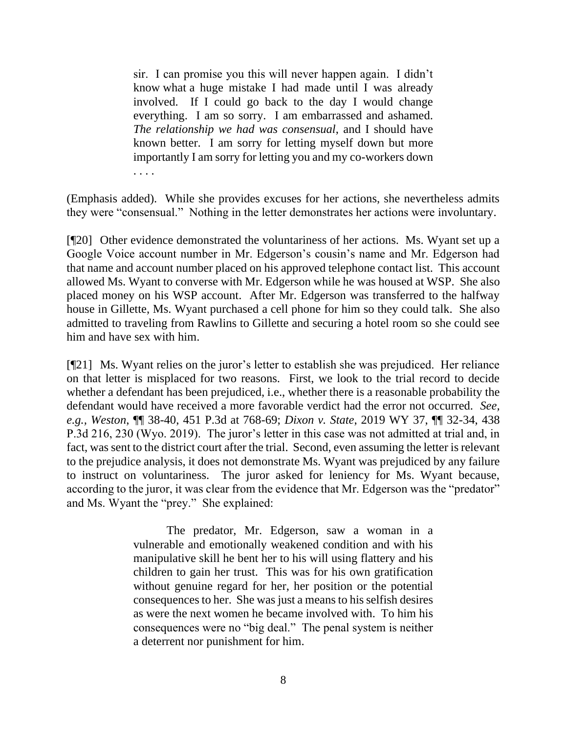> sir. I can promise you this will never happen again. I didn't know what a huge mistake I had made until I was already involved. If I could go back to the day I would change everything. I am so sorry. I am embarrassed and ashamed. *The relationship we had was consensual*, and I should have known better. I am sorry for letting myself down but more importantly I am sorry for letting you and my co-workers down . . . .

(Emphasis added). While she provides excuses for her actions, she nevertheless admits they were "consensual." Nothing in the letter demonstrates her actions were involuntary.

[¶20] Other evidence demonstrated the voluntariness of her actions. Ms. Wyant set up a Google Voice account number in Mr. Edgerson's cousin's name and Mr. Edgerson had that name and account number placed on his approved telephone contact list. This account allowed Ms. Wyant to converse with Mr. Edgerson while he was housed at WSP. She also placed money on his WSP account. After Mr. Edgerson was transferred to the halfway house in Gillette, Ms. Wyant purchased a cell phone for him so they could talk. She also admitted to traveling from Rawlins to Gillette and securing a hotel room so she could see him and have sex with him.

[¶21] Ms. Wyant relies on the juror's letter to establish she was prejudiced. Her reliance on that letter is misplaced for two reasons. First, we look to the trial record to decide whether a defendant has been prejudiced, i.e., whether there is a reasonable probability the defendant would have received a more favorable verdict had the error not occurred. *See, e.g., Weston*, ¶¶ 38-40, 451 P.3d at 768-69; *Dixon v. State*, 2019 WY 37, ¶¶ 32-34, 438 P.3d 216, 230 (Wyo. 2019). The juror's letter in this case was not admitted at trial and, in fact, was sent to the district court after the trial. Second, even assuming the letter is relevant to the prejudice analysis, it does not demonstrate Ms. Wyant was prejudiced by any failure to instruct on voluntariness. The juror asked for leniency for Ms. Wyant because, according to the juror, it was clear from the evidence that Mr. Edgerson was the "predator" and Ms. Wyant the "prey." She explained:

> The predator, Mr. Edgerson, saw a woman in a vulnerable and emotionally weakened condition and with his manipulative skill he bent her to his will using flattery and his children to gain her trust. This was for his own gratification without genuine regard for her, her position or the potential consequences to her. She was just a means to his selfish desires as were the next women he became involved with. To him his consequences were no "big deal." The penal system is neither a deterrent nor punishment for him.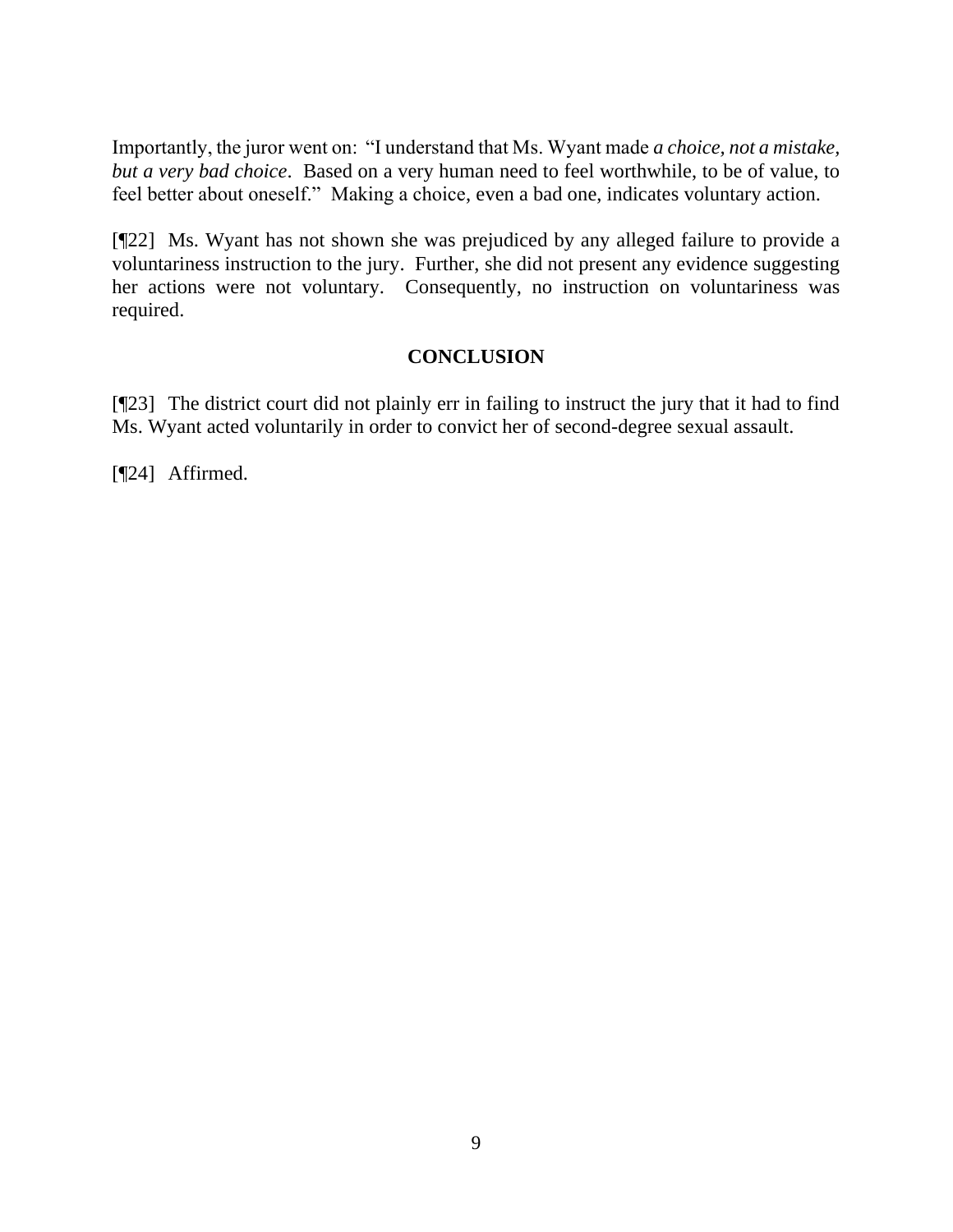Importantly, the juror went on: "I understand that Ms. Wyant made *a choice, not a mistake, but a very bad choice*. Based on a very human need to feel worthwhile, to be of value, to feel better about oneself." Making a choice, even a bad one, indicates voluntary action.

[¶22] Ms. Wyant has not shown she was prejudiced by any alleged failure to provide a voluntariness instruction to the jury. Further, she did not present any evidence suggesting her actions were not voluntary. Consequently, no instruction on voluntariness was required.

## CONCLUSION

[¶23] The district court did not plainly err in failing to instruct the jury that it had to find Ms. Wyant acted voluntarily in order to convict her of second-degree sexual assault.

[¶24] Affirmed.